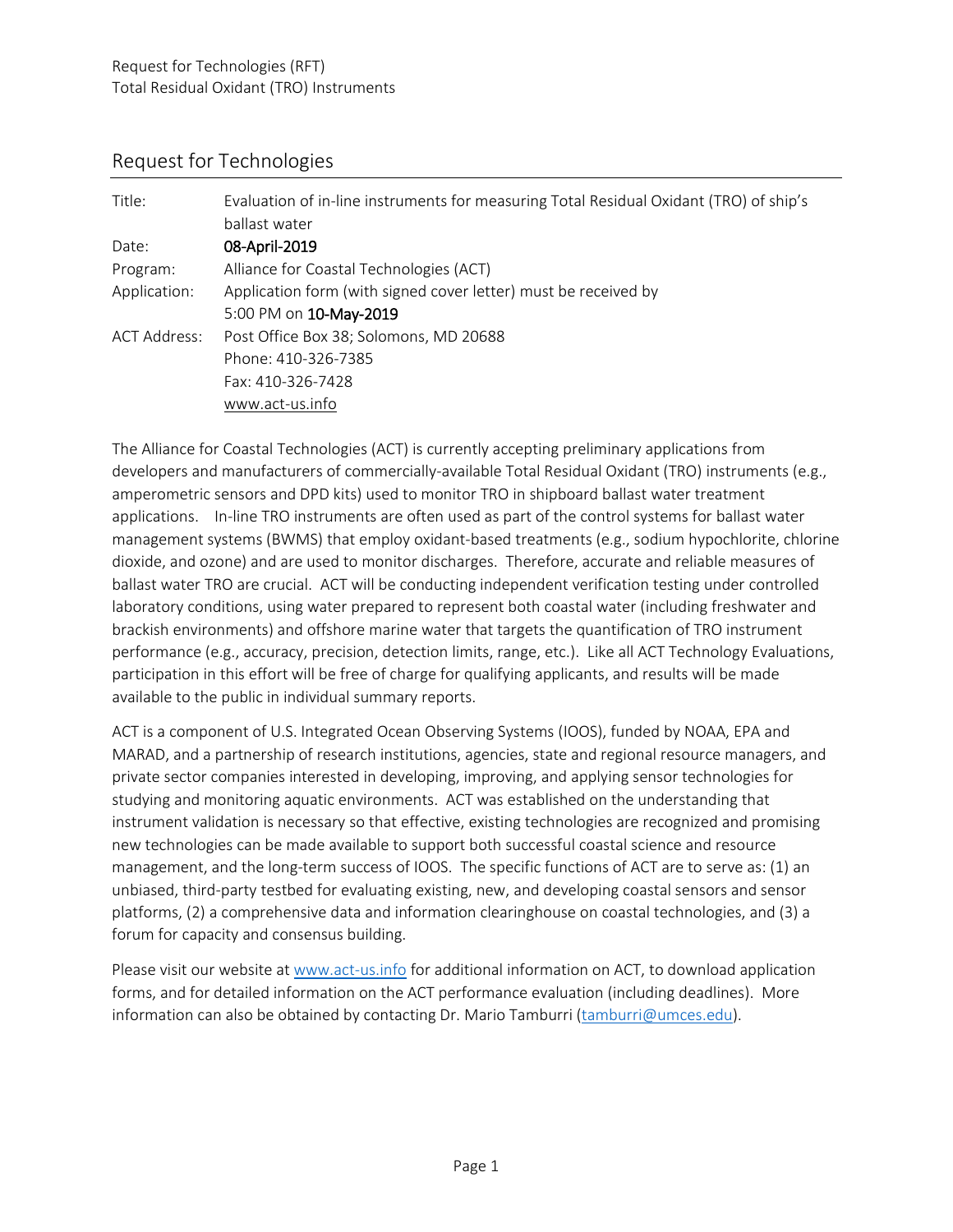## Request for Technologies

| | |
|---|---|
| Title: | Evaluation of in-line instruments for measuring Total Residual Oxidant (TRO) of ship's ballast water |
| Date: | **08-April-2019** |
| Program: | Alliance for Coastal Technologies (ACT) |
| Application: | Application form (with signed cover letter) must be received by 5:00 PM on **10-May-2019** |
| ACT Address: | Post Office Box 38; Solomons, MD 20688<br>Phone: 410-326-7385<br>Fax: 410-326-7428<br>www.act-us.info |

The Alliance for Coastal Technologies (ACT) is currently accepting preliminary applications from developers and manufacturers of commercially-available Total Residual Oxidant (TRO) instruments (e.g., amperometric sensors and DPD kits) used to monitor TRO in shipboard ballast water treatment applications. In-line TRO instruments are often used as part of the control systems for ballast water management systems (BWMS) that employ oxidant-based treatments (e.g., sodium hypochlorite, chlorine dioxide, and ozone) and are used to monitor discharges. Therefore, accurate and reliable measures of ballast water TRO are crucial. ACT will be conducting independent verification testing under controlled laboratory conditions, using water prepared to represent both coastal water (including freshwater and brackish environments) and offshore marine water that targets the quantification of TRO instrument performance (e.g., accuracy, precision, detection limits, range, etc.). Like all ACT Technology Evaluations, participation in this effort will be free of charge for qualifying applicants, and results will be made available to the public in individual summary reports.

ACT is a component of U.S. Integrated Ocean Observing Systems (IOOS), funded by NOAA, EPA and MARAD, and a partnership of research institutions, agencies, state and regional resource managers, and private sector companies interested in developing, improving, and applying sensor technologies for studying and monitoring aquatic environments. ACT was established on the understanding that instrument validation is necessary so that effective, existing technologies are recognized and promising new technologies can be made available to support both successful coastal science and resource management, and the long-term success of IOOS. The specific functions of ACT are to serve as: (1) an unbiased, third-party testbed for evaluating existing, new, and developing coastal sensors and sensor platforms, (2) a comprehensive data and information clearinghouse on coastal technologies, and (3) a forum for capacity and consensus building.

Please visit our website at www.act-us.info for additional information on ACT, to download application forms, and for detailed information on the ACT performance evaluation (including deadlines). More information can also be obtained by contacting Dr. Mario Tamburri (tamburri@umces.edu).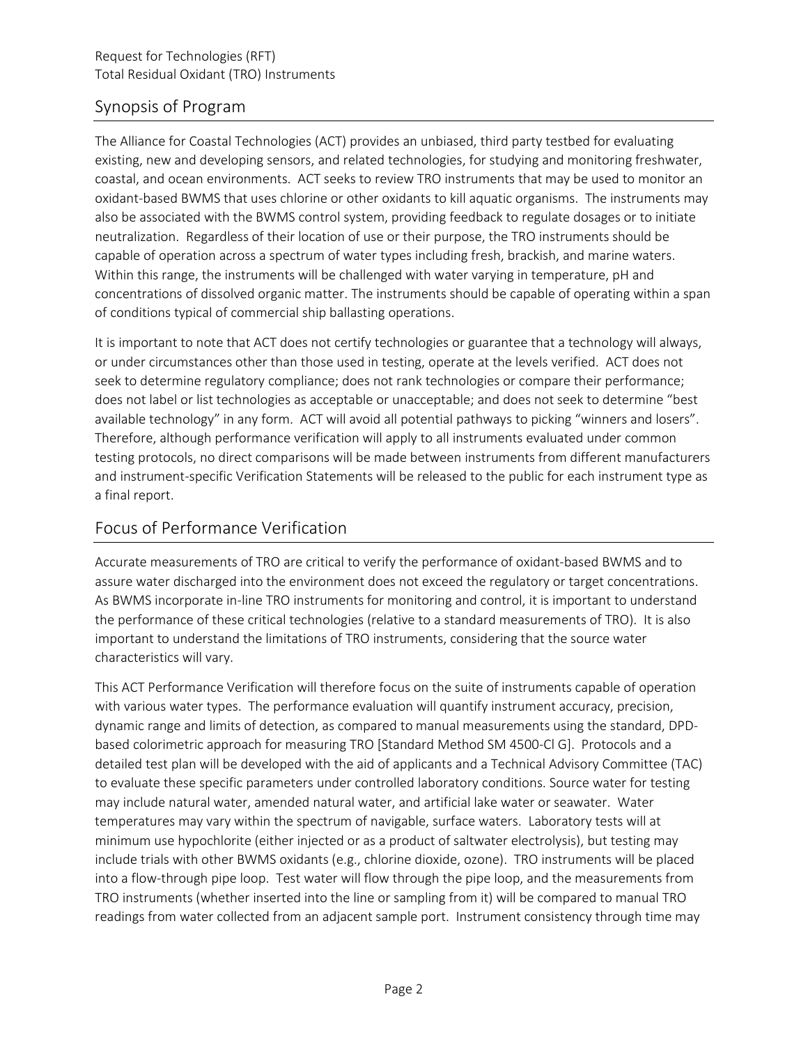## Synopsis of Program

The Alliance for Coastal Technologies (ACT) provides an unbiased, third party testbed for evaluating existing, new and developing sensors, and related technologies, for studying and monitoring freshwater, coastal, and ocean environments. ACT seeks to review TRO instruments that may be used to monitor an oxidant-based BWMS that uses chlorine or other oxidants to kill aquatic organisms. The instruments may also be associated with the BWMS control system, providing feedback to regulate dosages or to initiate neutralization. Regardless of their location of use or their purpose, the TRO instruments should be capable of operation across a spectrum of water types including fresh, brackish, and marine waters. Within this range, the instruments will be challenged with water varying in temperature, pH and concentrations of dissolved organic matter. The instruments should be capable of operating within a span of conditions typical of commercial ship ballasting operations.

It is important to note that ACT does not certify technologies or guarantee that a technology will always, or under circumstances other than those used in testing, operate at the levels verified. ACT does not seek to determine regulatory compliance; does not rank technologies or compare their performance; does not label or list technologies as acceptable or unacceptable; and does not seek to determine "best available technology" in any form. ACT will avoid all potential pathways to picking "winners and losers". Therefore, although performance verification will apply to all instruments evaluated under common testing protocols, no direct comparisons will be made between instruments from different manufacturers and instrument-specific Verification Statements will be released to the public for each instrument type as a final report.

## Focus of Performance Verification

Accurate measurements of TRO are critical to verify the performance of oxidant-based BWMS and to assure water discharged into the environment does not exceed the regulatory or target concentrations. As BWMS incorporate in-line TRO instruments for monitoring and control, it is important to understand the performance of these critical technologies (relative to a standard measurements of TRO). It is also important to understand the limitations of TRO instruments, considering that the source water characteristics will vary.

This ACT Performance Verification will therefore focus on the suite of instruments capable of operation with various water types. The performance evaluation will quantify instrument accuracy, precision, dynamic range and limits of detection, as compared to manual measurements using the standard, DPD-based colorimetric approach for measuring TRO [Standard Method SM 4500-Cl G]. Protocols and a detailed test plan will be developed with the aid of applicants and a Technical Advisory Committee (TAC) to evaluate these specific parameters under controlled laboratory conditions. Source water for testing may include natural water, amended natural water, and artificial lake water or seawater. Water temperatures may vary within the spectrum of navigable, surface waters. Laboratory tests will at minimum use hypochlorite (either injected or as a product of saltwater electrolysis), but testing may include trials with other BWMS oxidants (e.g., chlorine dioxide, ozone). TRO instruments will be placed into a flow-through pipe loop. Test water will flow through the pipe loop, and the measurements from TRO instruments (whether inserted into the line or sampling from it) will be compared to manual TRO readings from water collected from an adjacent sample port. Instrument consistency through time may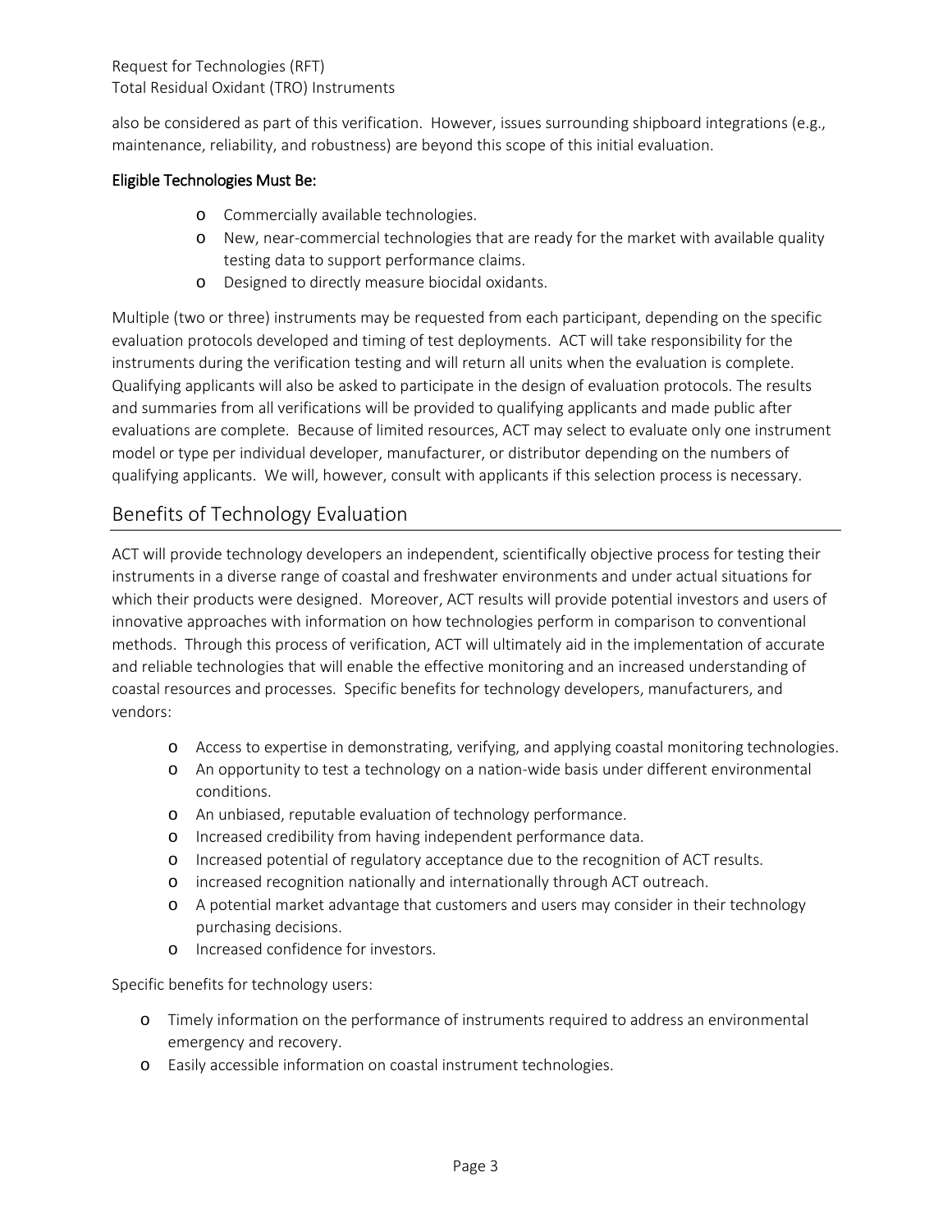also be considered as part of this verification. However, issues surrounding shipboard integrations (e.g., maintenance, reliability, and robustness) are beyond this scope of this initial evaluation.

**Eligible Technologies Must Be:**

- Commercially available technologies.
- New, near-commercial technologies that are ready for the market with available quality testing data to support performance claims.
- Designed to directly measure biocidal oxidants.

Multiple (two or three) instruments may be requested from each participant, depending on the specific evaluation protocols developed and timing of test deployments. ACT will take responsibility for the instruments during the verification testing and will return all units when the evaluation is complete. Qualifying applicants will also be asked to participate in the design of evaluation protocols. The results and summaries from all verifications will be provided to qualifying applicants and made public after evaluations are complete. Because of limited resources, ACT may select to evaluate only one instrument model or type per individual developer, manufacturer, or distributor depending on the numbers of qualifying applicants. We will, however, consult with applicants if this selection process is necessary.

## Benefits of Technology Evaluation

ACT will provide technology developers an independent, scientifically objective process for testing their instruments in a diverse range of coastal and freshwater environments and under actual situations for which their products were designed. Moreover, ACT results will provide potential investors and users of innovative approaches with information on how technologies perform in comparison to conventional methods. Through this process of verification, ACT will ultimately aid in the implementation of accurate and reliable technologies that will enable the effective monitoring and an increased understanding of coastal resources and processes. Specific benefits for technology developers, manufacturers, and vendors:

- Access to expertise in demonstrating, verifying, and applying coastal monitoring technologies.
- An opportunity to test a technology on a nation-wide basis under different environmental conditions.
- An unbiased, reputable evaluation of technology performance.
- Increased credibility from having independent performance data.
- Increased potential of regulatory acceptance due to the recognition of ACT results.
- increased recognition nationally and internationally through ACT outreach.
- A potential market advantage that customers and users may consider in their technology purchasing decisions.
- Increased confidence for investors.

Specific benefits for technology users:

- Timely information on the performance of instruments required to address an environmental emergency and recovery.
- Easily accessible information on coastal instrument technologies.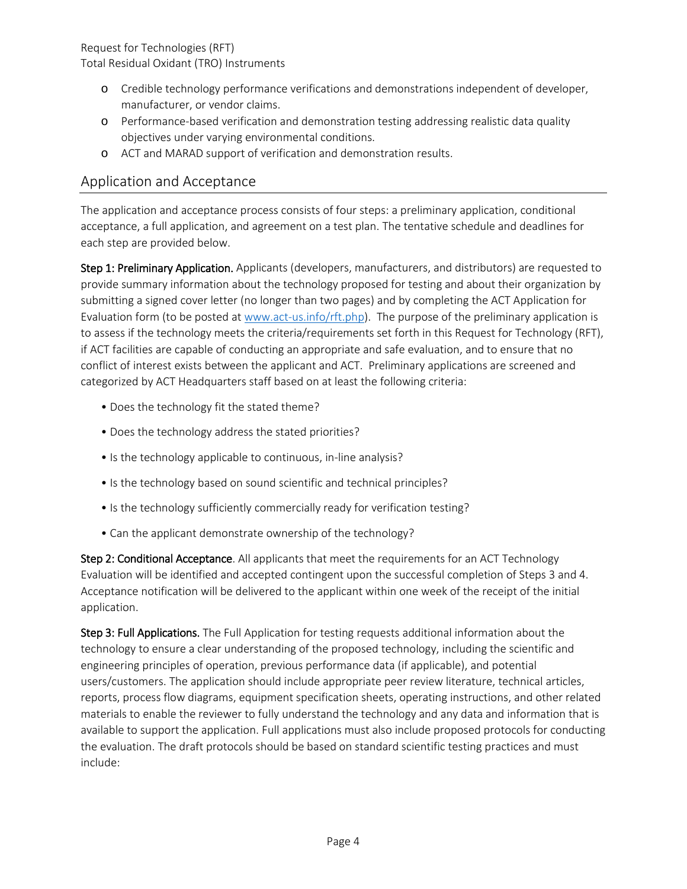- Credible technology performance verifications and demonstrations independent of developer, manufacturer, or vendor claims.
- Performance-based verification and demonstration testing addressing realistic data quality objectives under varying environmental conditions.
- ACT and MARAD support of verification and demonstration results.

## Application and Acceptance

The application and acceptance process consists of four steps: a preliminary application, conditional acceptance, a full application, and agreement on a test plan. The tentative schedule and deadlines for each step are provided below.

**Step 1: Preliminary Application.** Applicants (developers, manufacturers, and distributors) are requested to provide summary information about the technology proposed for testing and about their organization by submitting a signed cover letter (no longer than two pages) and by completing the ACT Application for Evaluation form (to be posted at [www.act-us.info/rft.php](www.act-us.info/rft.php)). The purpose of the preliminary application is to assess if the technology meets the criteria/requirements set forth in this Request for Technology (RFT), if ACT facilities are capable of conducting an appropriate and safe evaluation, and to ensure that no conflict of interest exists between the applicant and ACT. Preliminary applications are screened and categorized by ACT Headquarters staff based on at least the following criteria:

- Does the technology fit the stated theme?
- Does the technology address the stated priorities?
- Is the technology applicable to continuous, in-line analysis?
- Is the technology based on sound scientific and technical principles?
- Is the technology sufficiently commercially ready for verification testing?
- Can the applicant demonstrate ownership of the technology?

**Step 2: Conditional Acceptance**. All applicants that meet the requirements for an ACT Technology Evaluation will be identified and accepted contingent upon the successful completion of Steps 3 and 4. Acceptance notification will be delivered to the applicant within one week of the receipt of the initial application.

**Step 3: Full Applications.** The Full Application for testing requests additional information about the technology to ensure a clear understanding of the proposed technology, including the scientific and engineering principles of operation, previous performance data (if applicable), and potential users/customers. The application should include appropriate peer review literature, technical articles, reports, process flow diagrams, equipment specification sheets, operating instructions, and other related materials to enable the reviewer to fully understand the technology and any data and information that is available to support the application. Full applications must also include proposed protocols for conducting the evaluation. The draft protocols should be based on standard scientific testing practices and must include: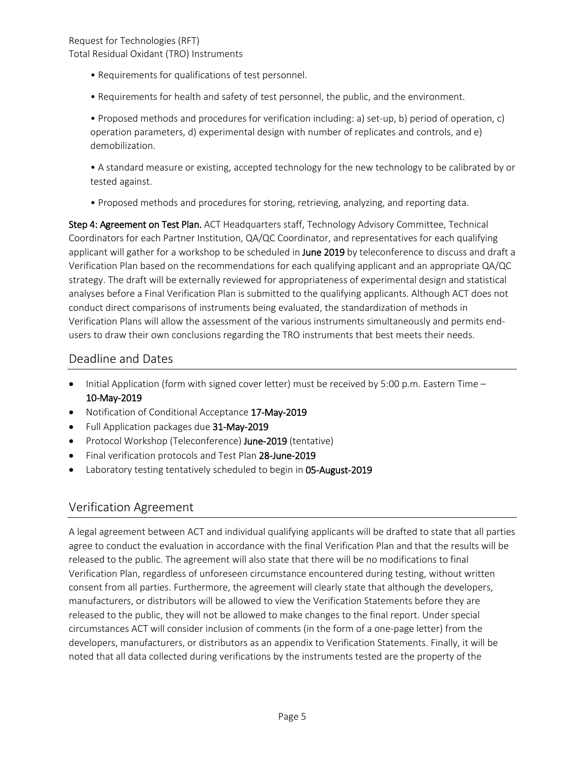- Requirements for qualifications of test personnel.
- Requirements for health and safety of test personnel, the public, and the environment.
- Proposed methods and procedures for verification including: a) set-up, b) period of operation, c) operation parameters, d) experimental design with number of replicates and controls, and e) demobilization.
- A standard measure or existing, accepted technology for the new technology to be calibrated by or tested against.
- Proposed methods and procedures for storing, retrieving, analyzing, and reporting data.

**Step 4: Agreement on Test Plan.** ACT Headquarters staff, Technology Advisory Committee, Technical Coordinators for each Partner Institution, QA/QC Coordinator, and representatives for each qualifying applicant will gather for a workshop to be scheduled in **June 2019** by teleconference to discuss and draft a Verification Plan based on the recommendations for each qualifying applicant and an appropriate QA/QC strategy. The draft will be externally reviewed for appropriateness of experimental design and statistical analyses before a Final Verification Plan is submitted to the qualifying applicants. Although ACT does not conduct direct comparisons of instruments being evaluated, the standardization of methods in Verification Plans will allow the assessment of the various instruments simultaneously and permits end-users to draw their own conclusions regarding the TRO instruments that best meets their needs.

## Deadline and Dates

- Initial Application (form with signed cover letter) must be received by 5:00 p.m. Eastern Time – **10-May-2019**
- Notification of Conditional Acceptance **17-May-2019**
- Full Application packages due **31-May-2019**
- Protocol Workshop (Teleconference) **June-2019** (tentative)
- Final verification protocols and Test Plan **28-June-2019**
- Laboratory testing tentatively scheduled to begin in **05-August-2019**

## Verification Agreement

A legal agreement between ACT and individual qualifying applicants will be drafted to state that all parties agree to conduct the evaluation in accordance with the final Verification Plan and that the results will be released to the public. The agreement will also state that there will be no modifications to final Verification Plan, regardless of unforeseen circumstance encountered during testing, without written consent from all parties. Furthermore, the agreement will clearly state that although the developers, manufacturers, or distributors will be allowed to view the Verification Statements before they are released to the public, they will not be allowed to make changes to the final report. Under special circumstances ACT will consider inclusion of comments (in the form of a one-page letter) from the developers, manufacturers, or distributors as an appendix to Verification Statements. Finally, it will be noted that all data collected during verifications by the instruments tested are the property of the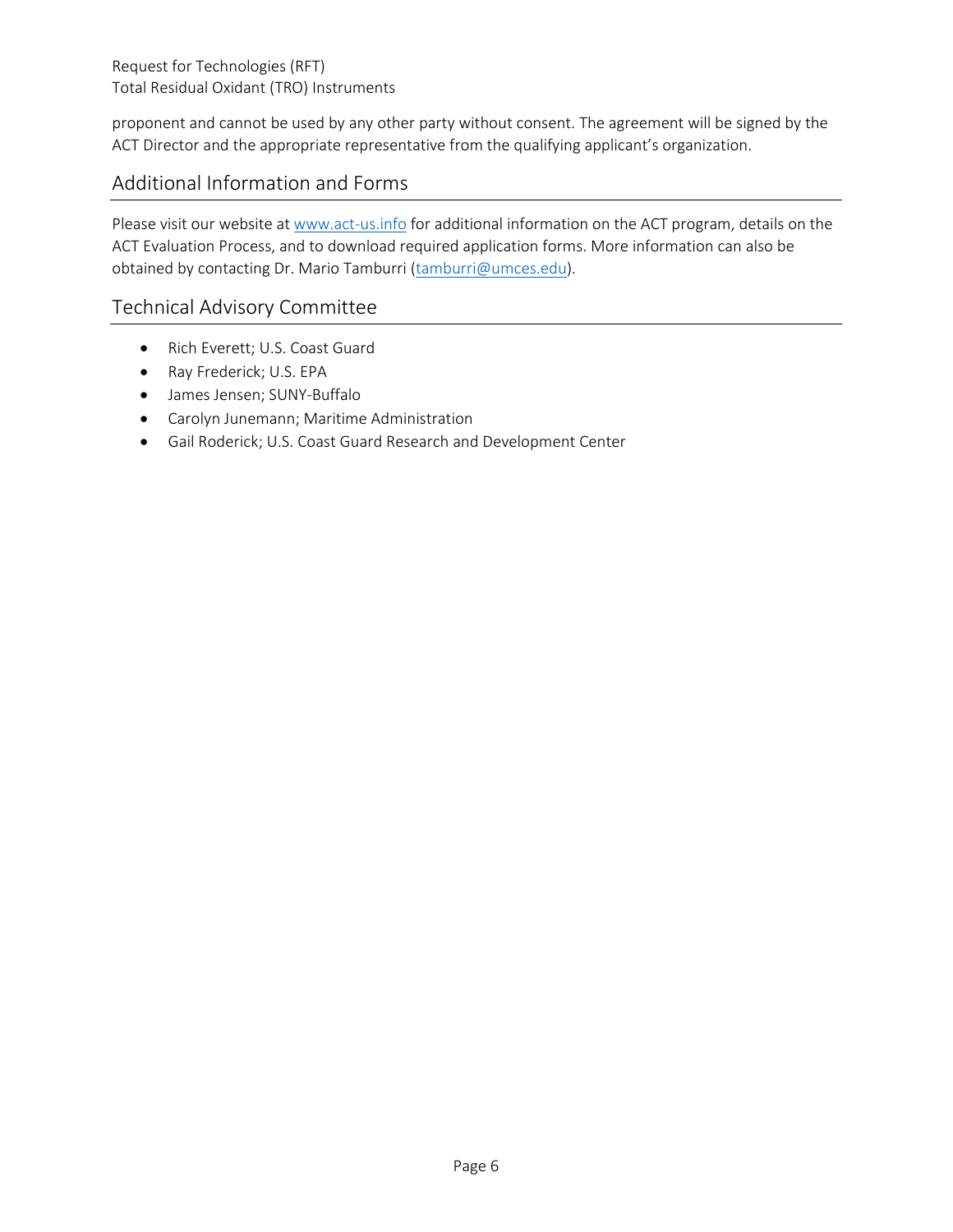proponent and cannot be used by any other party without consent. The agreement will be signed by the ACT Director and the appropriate representative from the qualifying applicant's organization.

## Additional Information and Forms

Please visit our website at [www.act-us.info](www.act-us.info) for additional information on the ACT program, details on the ACT Evaluation Process, and to download required application forms. More information can also be obtained by contacting Dr. Mario Tamburri ([tamburri@umces.edu](mailto:tamburri@umces.edu)).

## Technical Advisory Committee

- Rich Everett; U.S. Coast Guard
- Ray Frederick; U.S. EPA
- James Jensen; SUNY-Buffalo
- Carolyn Junemann; Maritime Administration
- Gail Roderick; U.S. Coast Guard Research and Development Center